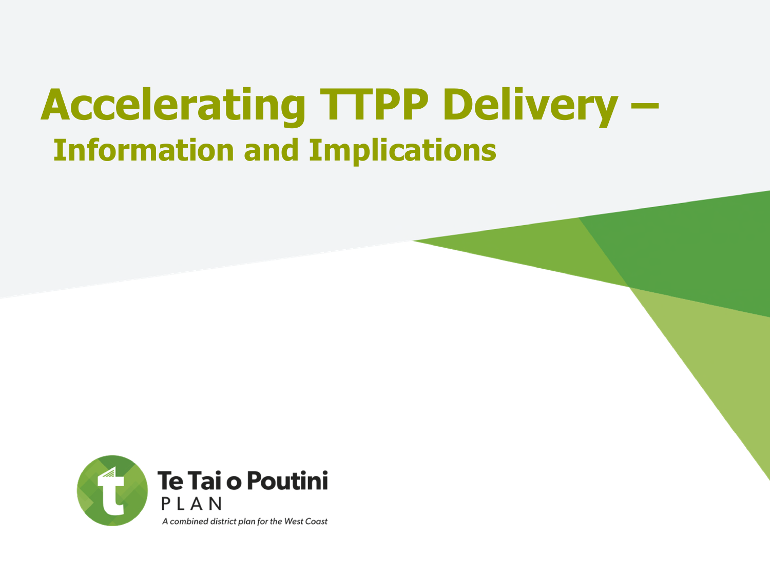# Accelerating TTPP Delivery –

## Information and Implications

Te Tai o Poutini

PLAN

*A combined district plan for the West Coast*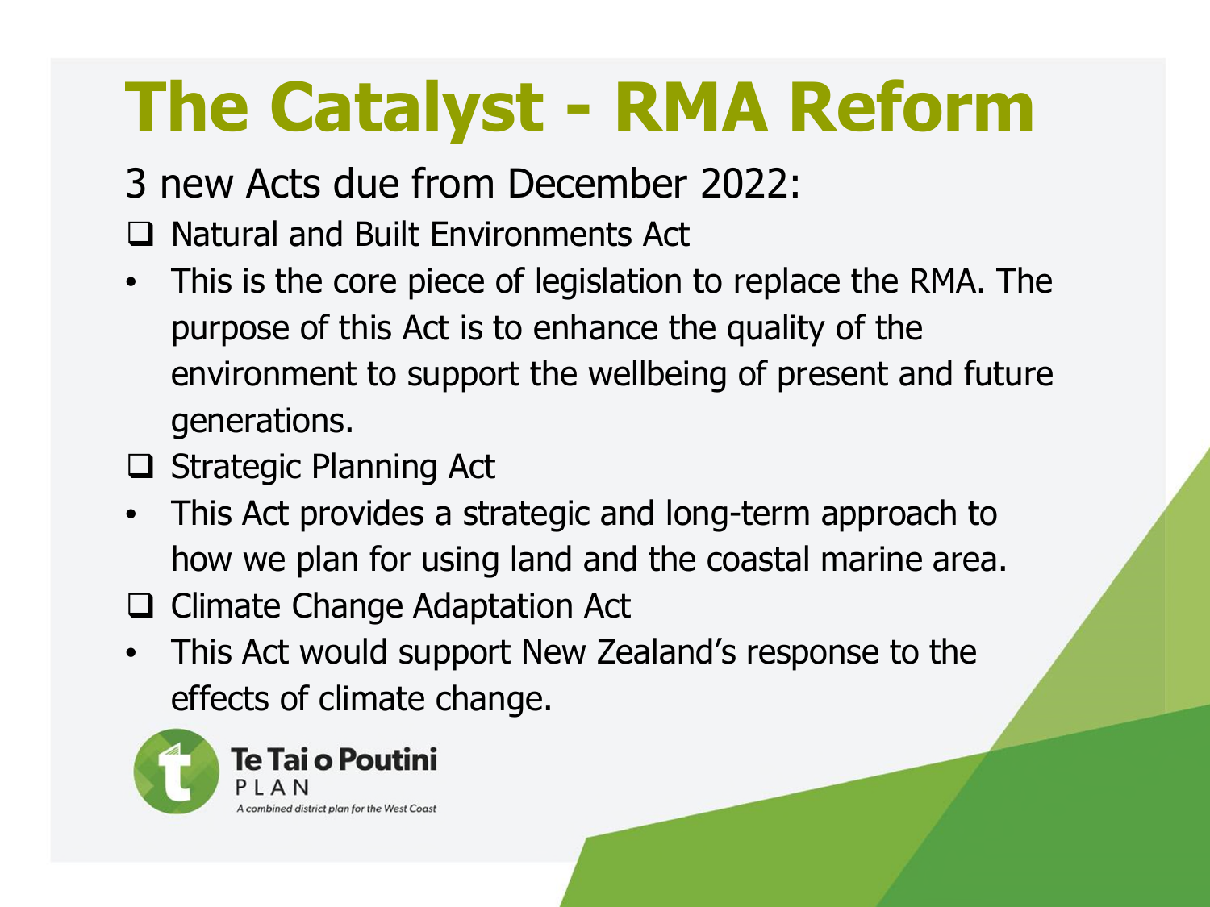# The Catalyst - RMA Reform

3 new Acts due from December 2022:

- ❑ Natural and Built Environments Act
  - This is the core piece of legislation to replace the RMA. The purpose of this Act is to enhance the quality of the environment to support the wellbeing of present and future generations.
- ❑ Strategic Planning Act
  - This Act provides a strategic and long-term approach to how we plan for using land and the coastal marine area.
- ❑ Climate Change Adaptation Act
  - This Act would support New Zealand's response to the effects of climate change.

Te Tai o Poutini PLAN

*A combined district plan for the West Coast*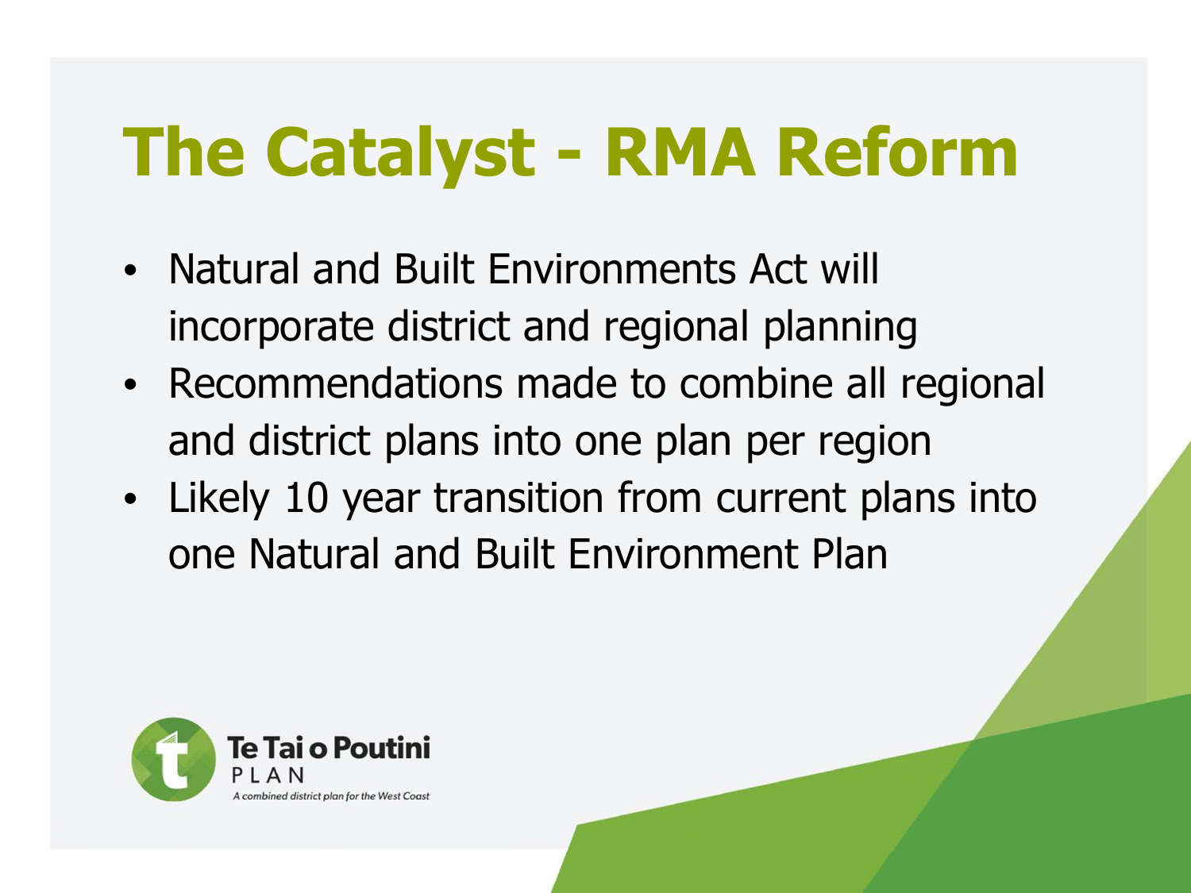# The Catalyst - RMA Reform

- Natural and Built Environments Act will incorporate district and regional planning
- Recommendations made to combine all regional and district plans into one plan per region
- Likely 10 year transition from current plans into one Natural and Built Environment Plan

Te Tai o Poutini PLAN

*A combined district plan for the West Coast*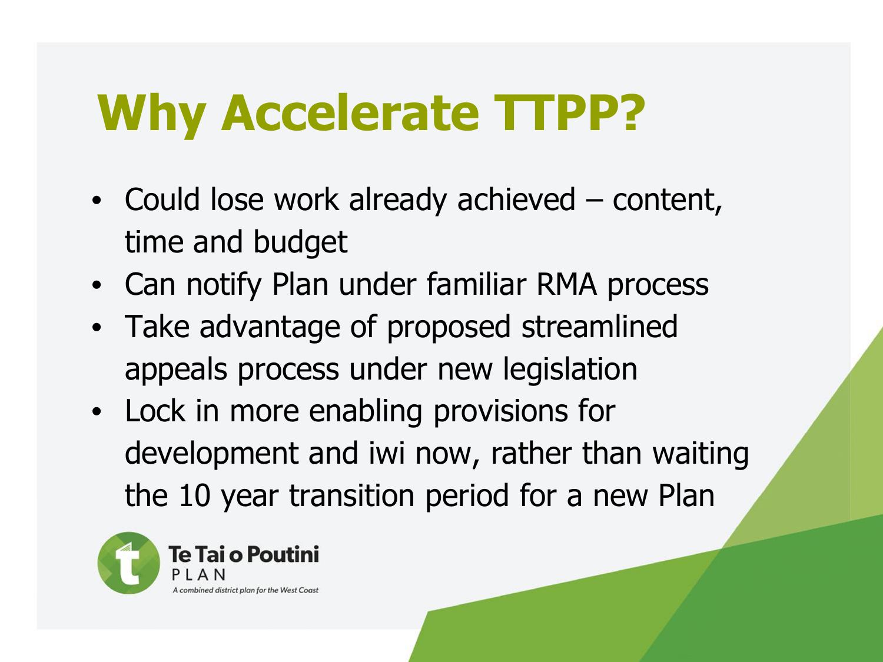# Why Accelerate TTPP?

- Could lose work already achieved – content, time and budget
- Can notify Plan under familiar RMA process
- Take advantage of proposed streamlined appeals process under new legislation
- Lock in more enabling provisions for development and iwi now, rather than waiting the 10 year transition period for a new Plan

Te Tai o Poutini PLAN

*A combined district plan for the West Coast*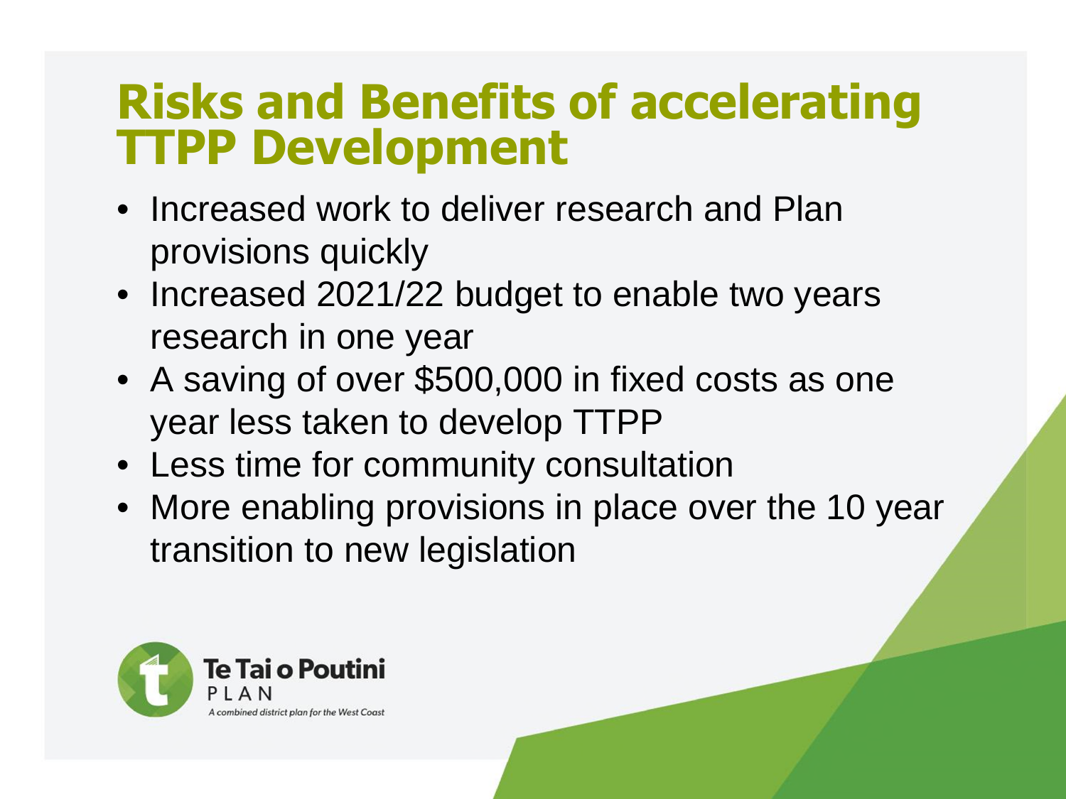# Risks and Benefits of accelerating TTPP Development

- Increased work to deliver research and Plan provisions quickly
- Increased 2021/22 budget to enable two years research in one year
- A saving of over $500,000 in fixed costs as one year less taken to develop TTPP
- Less time for community consultation
- More enabling provisions in place over the 10 year transition to new legislation

Te Tai o Poutini PLAN

*A combined district plan for the West Coast*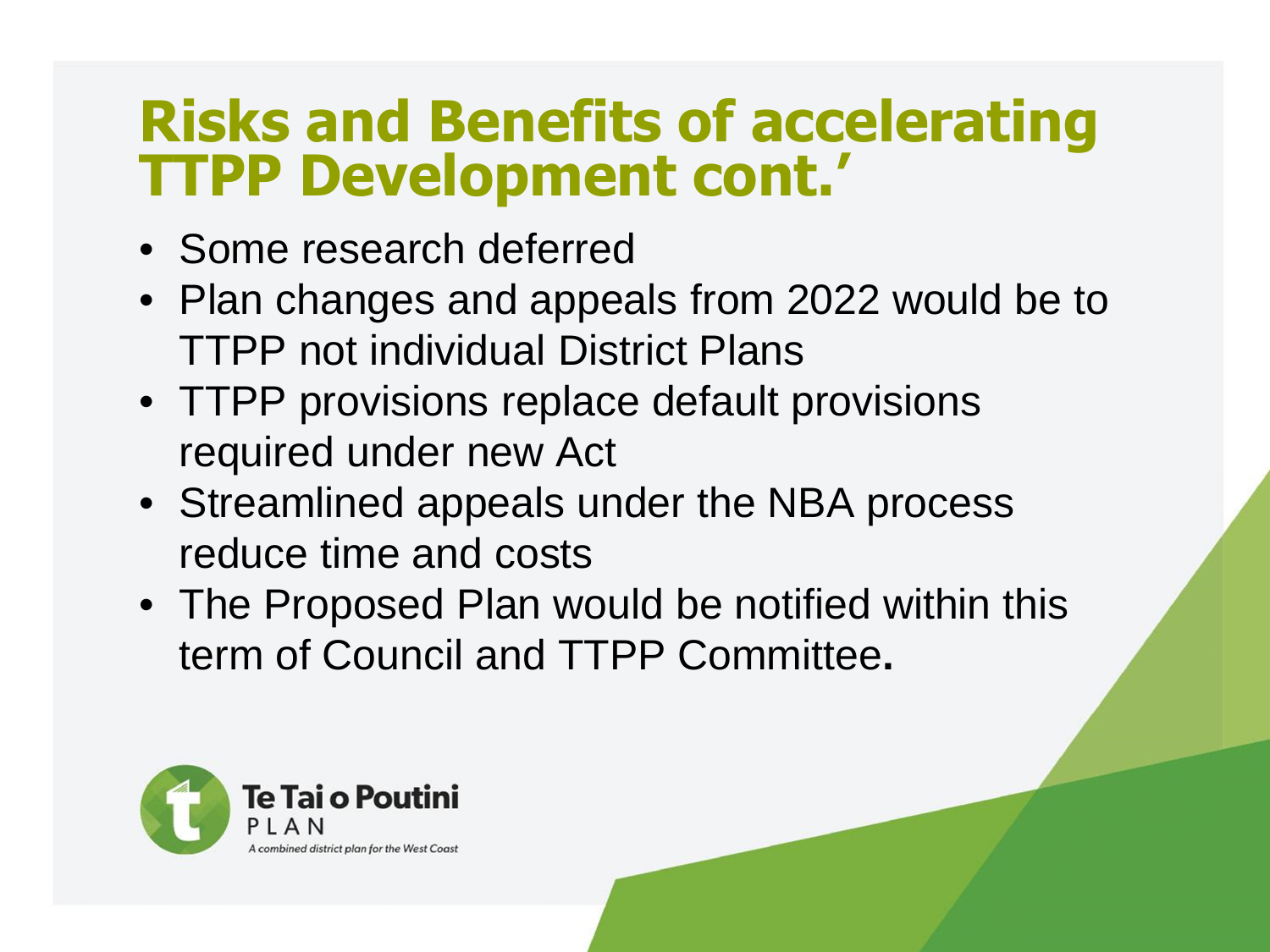# Risks and Benefits of accelerating TTPP Development cont.'

- Some research deferred
- Plan changes and appeals from 2022 would be to TTPP not individual District Plans
- TTPP provisions replace default provisions required under new Act
- Streamlined appeals under the NBA process reduce time and costs
- The Proposed Plan would be notified within this term of Council and TTPP Committee**.**

Te Tai o Poutini PLAN

*A combined district plan for the West Coast*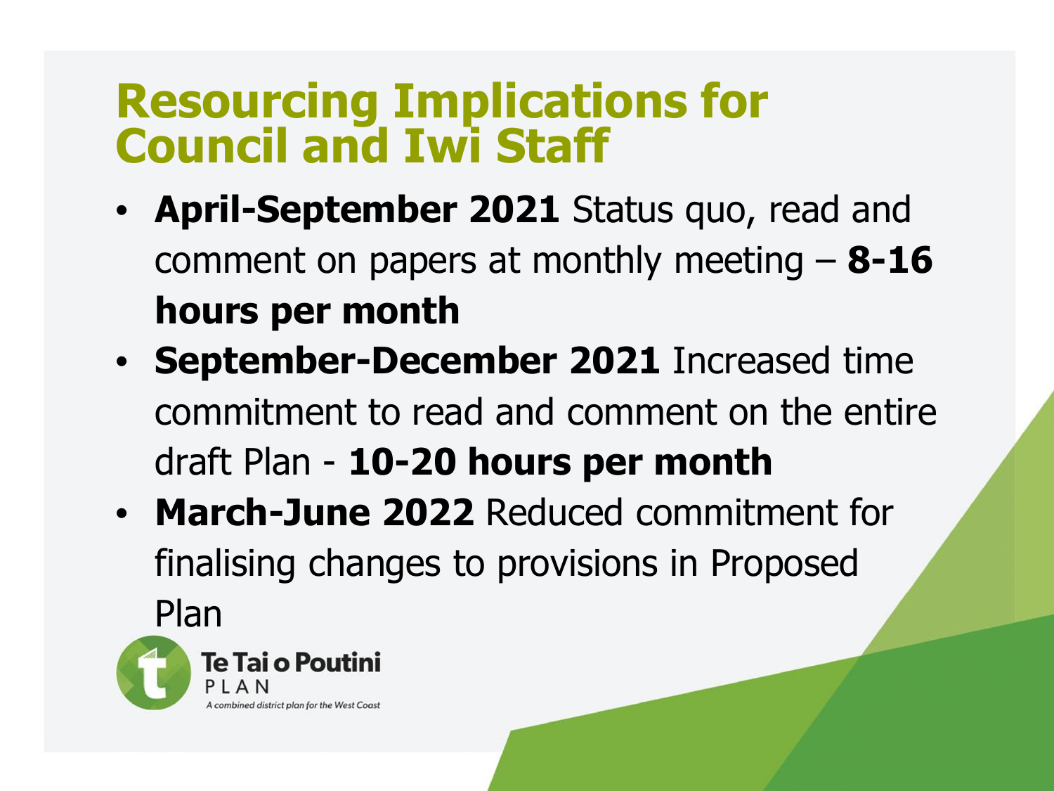# Resourcing Implications for Council and Iwi Staff

- **April-September 2021** Status quo, read and comment on papers at monthly meeting – **8-16 hours per month**
- **September-December 2021** Increased time commitment to read and comment on the entire draft Plan - **10-20 hours per month**
- **March-June 2022** Reduced commitment for finalising changes to provisions in Proposed Plan

Te Tai o Poutini PLAN
*A combined district plan for the West Coast*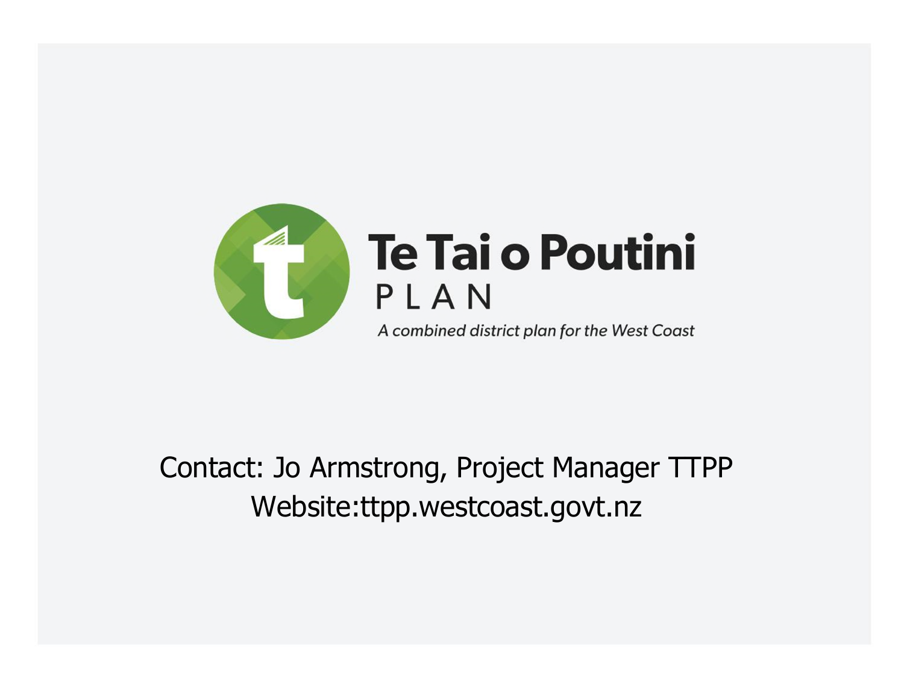Te Tai o Poutini

PLAN

*A combined district plan for the West Coast*

Contact: Jo Armstrong, Project Manager TTPP

Website:ttpp.westcoast.govt.nz